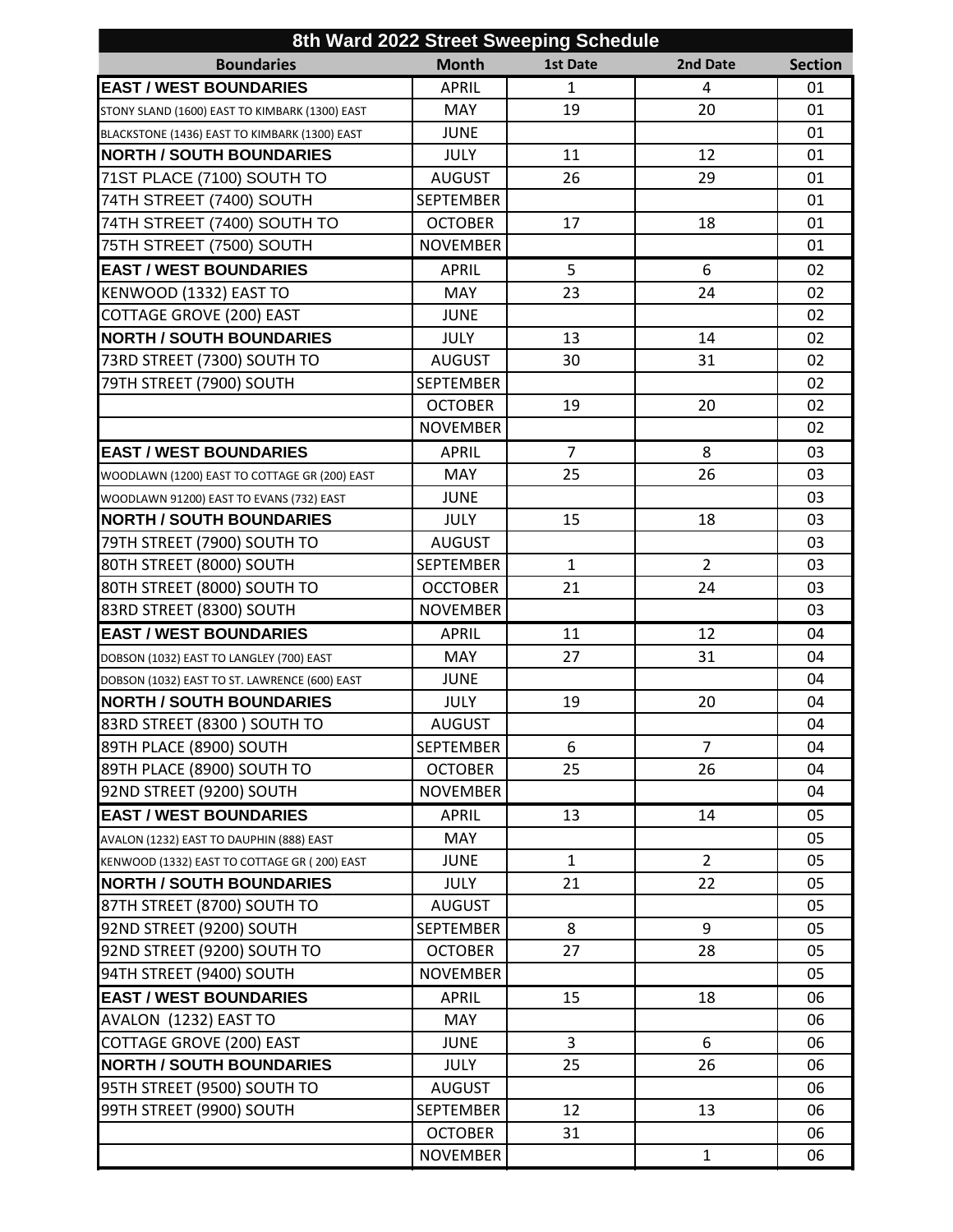# 8th Ward 2022 Street Sweeping Schedule

| Boundaries | Month | 1st Date | 2nd Date | Section |
|---|---|---|---|---|
| **EAST / WEST BOUNDARIES** | APRIL | 1 | 4 | 01 |
| STONY SLAND (1600) EAST TO KIMBARK (1300) EAST | MAY | 19 | 20 | 01 |
| BLACKSTONE (1436) EAST TO KIMBARK (1300) EAST | JUNE | | | 01 |
| **NORTH / SOUTH BOUNDARIES** | JULY | 11 | 12 | 01 |
| 71ST PLACE (7100) SOUTH TO | AUGUST | 26 | 29 | 01 |
| 74TH STREET (7400) SOUTH | SEPTEMBER | | | 01 |
| 74TH STREET (7400) SOUTH TO | OCTOBER | 17 | 18 | 01 |
| 75TH STREET (7500) SOUTH | NOVEMBER | | | 01 |
| **EAST / WEST BOUNDARIES** | APRIL | 5 | 6 | 02 |
| KENWOOD (1332) EAST TO | MAY | 23 | 24 | 02 |
| COTTAGE GROVE (200) EAST | JUNE | | | 02 |
| **NORTH / SOUTH BOUNDARIES** | JULY | 13 | 14 | 02 |
| 73RD STREET (7300) SOUTH TO | AUGUST | 30 | 31 | 02 |
| 79TH STREET (7900) SOUTH | SEPTEMBER | | | 02 |
| | OCTOBER | 19 | 20 | 02 |
| | NOVEMBER | | | 02 |
| **EAST / WEST BOUNDARIES** | APRIL | 7 | 8 | 03 |
| WOODLAWN (1200) EAST TO COTTAGE GR (200) EAST | MAY | 25 | 26 | 03 |
| WOODLAWN 91200) EAST TO EVANS (732) EAST | JUNE | | | 03 |
| **NORTH / SOUTH BOUNDARIES** | JULY | 15 | 18 | 03 |
| 79TH STREET (7900) SOUTH TO | AUGUST | | | 03 |
| 80TH STREET (8000) SOUTH | SEPTEMBER | 1 | 2 | 03 |
| 80TH STREET (8000) SOUTH TO | OCCTOBER | 21 | 24 | 03 |
| 83RD STREET (8300) SOUTH | NOVEMBER | | | 03 |
| **EAST / WEST BOUNDARIES** | APRIL | 11 | 12 | 04 |
| DOBSON (1032) EAST TO LANGLEY (700) EAST | MAY | 27 | 31 | 04 |
| DOBSON (1032) EAST TO ST. LAWRENCE (600) EAST | JUNE | | | 04 |
| **NORTH / SOUTH BOUNDARIES** | JULY | 19 | 20 | 04 |
| 83RD STREET (8300 ) SOUTH TO | AUGUST | | | 04 |
| 89TH PLACE (8900) SOUTH | SEPTEMBER | 6 | 7 | 04 |
| 89TH PLACE (8900) SOUTH TO | OCTOBER | 25 | 26 | 04 |
| 92ND STREET (9200) SOUTH | NOVEMBER | | | 04 |
| **EAST / WEST BOUNDARIES** | APRIL | 13 | 14 | 05 |
| AVALON (1232) EAST TO DAUPHIN (888) EAST | MAY | | | 05 |
| KENWOOD (1332) EAST TO COTTAGE GR ( 200) EAST | JUNE | 1 | 2 | 05 |
| **NORTH / SOUTH BOUNDARIES** | JULY | 21 | 22 | 05 |
| 87TH STREET (8700) SOUTH TO | AUGUST | | | 05 |
| 92ND STREET (9200) SOUTH | SEPTEMBER | 8 | 9 | 05 |
| 92ND STREET (9200) SOUTH TO | OCTOBER | 27 | 28 | 05 |
| 94TH STREET (9400) SOUTH | NOVEMBER | | | 05 |
| **EAST / WEST BOUNDARIES** | APRIL | 15 | 18 | 06 |
| AVALON (1232) EAST TO | MAY | | | 06 |
| COTTAGE GROVE (200) EAST | JUNE | 3 | 6 | 06 |
| **NORTH / SOUTH BOUNDARIES** | JULY | 25 | 26 | 06 |
| 95TH STREET (9500) SOUTH TO | AUGUST | | | 06 |
| 99TH STREET (9900) SOUTH | SEPTEMBER | 12 | 13 | 06 |
| | OCTOBER | 31 | | 06 |
| | NOVEMBER | | 1 | 06 |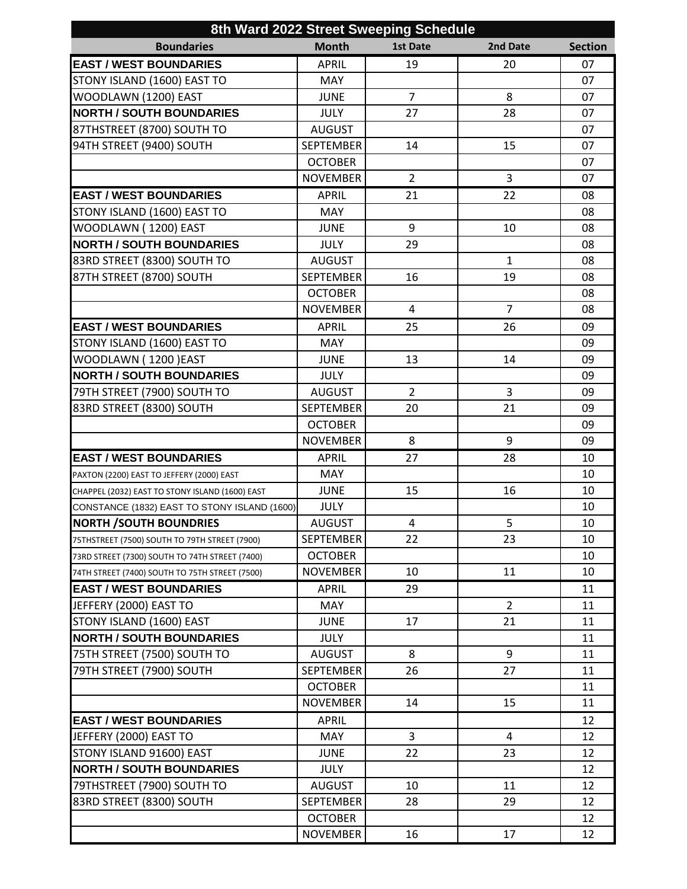| 8th Ward 2022 Street Sweeping Schedule | | | | |
|---|---|---|---|---|
| **Boundaries** | **Month** | **1st Date** | **2nd Date** | **Section** |
| **EAST / WEST BOUNDARIES** | APRIL | 19 | 20 | 07 |
| STONY ISLAND (1600) EAST TO | MAY | | | 07 |
| WOODLAWN (1200) EAST | JUNE | 7 | 8 | 07 |
| **NORTH / SOUTH BOUNDARIES** | JULY | 27 | 28 | 07 |
| 87THSTREET (8700) SOUTH TO | AUGUST | | | 07 |
| 94TH STREET (9400) SOUTH | SEPTEMBER | 14 | 15 | 07 |
| | OCTOBER | | | 07 |
| | NOVEMBER | 2 | 3 | 07 |
| **EAST / WEST BOUNDARIES** | APRIL | 21 | 22 | 08 |
| STONY ISLAND (1600) EAST TO | MAY | | | 08 |
| WOODLAWN ( 1200) EAST | JUNE | 9 | 10 | 08 |
| **NORTH / SOUTH BOUNDARIES** | JULY | 29 | | 08 |
| 83RD STREET (8300) SOUTH TO | AUGUST | | 1 | 08 |
| 87TH STREET (8700) SOUTH | SEPTEMBER | 16 | 19 | 08 |
| | OCTOBER | | | 08 |
| | NOVEMBER | 4 | 7 | 08 |
| **EAST / WEST BOUNDARIES** | APRIL | 25 | 26 | 09 |
| STONY ISLAND (1600) EAST TO | MAY | | | 09 |
| WOODLAWN ( 1200 )EAST | JUNE | 13 | 14 | 09 |
| **NORTH / SOUTH BOUNDARIES** | JULY | | | 09 |
| 79TH STREET (7900) SOUTH TO | AUGUST | 2 | 3 | 09 |
| 83RD STREET (8300) SOUTH | SEPTEMBER | 20 | 21 | 09 |
| | OCTOBER | | | 09 |
| | NOVEMBER | 8 | 9 | 09 |
| **EAST / WEST BOUNDARIES** | APRIL | 27 | 28 | 10 |
| PAXTON (2200) EAST TO JEFFERY (2000) EAST | MAY | | | 10 |
| CHAPPEL (2032) EAST TO STONY ISLAND (1600) EAST | JUNE | 15 | 16 | 10 |
| CONSTANCE (1832) EAST TO STONY ISLAND (1600) | JULY | | | 10 |
| **NORTH /SOUTH BOUNDRIES** | AUGUST | 4 | 5 | 10 |
| 75THSTREET (7500) SOUTH TO 79TH STREET (7900) | SEPTEMBER | 22 | 23 | 10 |
| 73RD STREET (7300) SOUTH TO 74TH STREET (7400) | OCTOBER | | | 10 |
| 74TH STREET (7400) SOUTH TO 75TH STREET (7500) | NOVEMBER | 10 | 11 | 10 |
| **EAST / WEST BOUNDARIES** | APRIL | 29 | | 11 |
| JEFFERY (2000) EAST TO | MAY | | 2 | 11 |
| STONY ISLAND (1600) EAST | JUNE | 17 | 21 | 11 |
| **NORTH / SOUTH BOUNDARIES** | JULY | | | 11 |
| 75TH STREET (7500) SOUTH TO | AUGUST | 8 | 9 | 11 |
| 79TH STREET (7900) SOUTH | SEPTEMBER | 26 | 27 | 11 |
| | OCTOBER | | | 11 |
| | NOVEMBER | 14 | 15 | 11 |
| **EAST / WEST BOUNDARIES** | APRIL | | | 12 |
| JEFFERY (2000) EAST TO | MAY | 3 | 4 | 12 |
| STONY ISLAND 91600) EAST | JUNE | 22 | 23 | 12 |
| **NORTH / SOUTH BOUNDARIES** | JULY | | | 12 |
| 79THSTREET (7900) SOUTH TO | AUGUST | 10 | 11 | 12 |
| 83RD STREET (8300) SOUTH | SEPTEMBER | 28 | 29 | 12 |
| | OCTOBER | | | 12 |
| | NOVEMBER | 16 | 17 | 12 |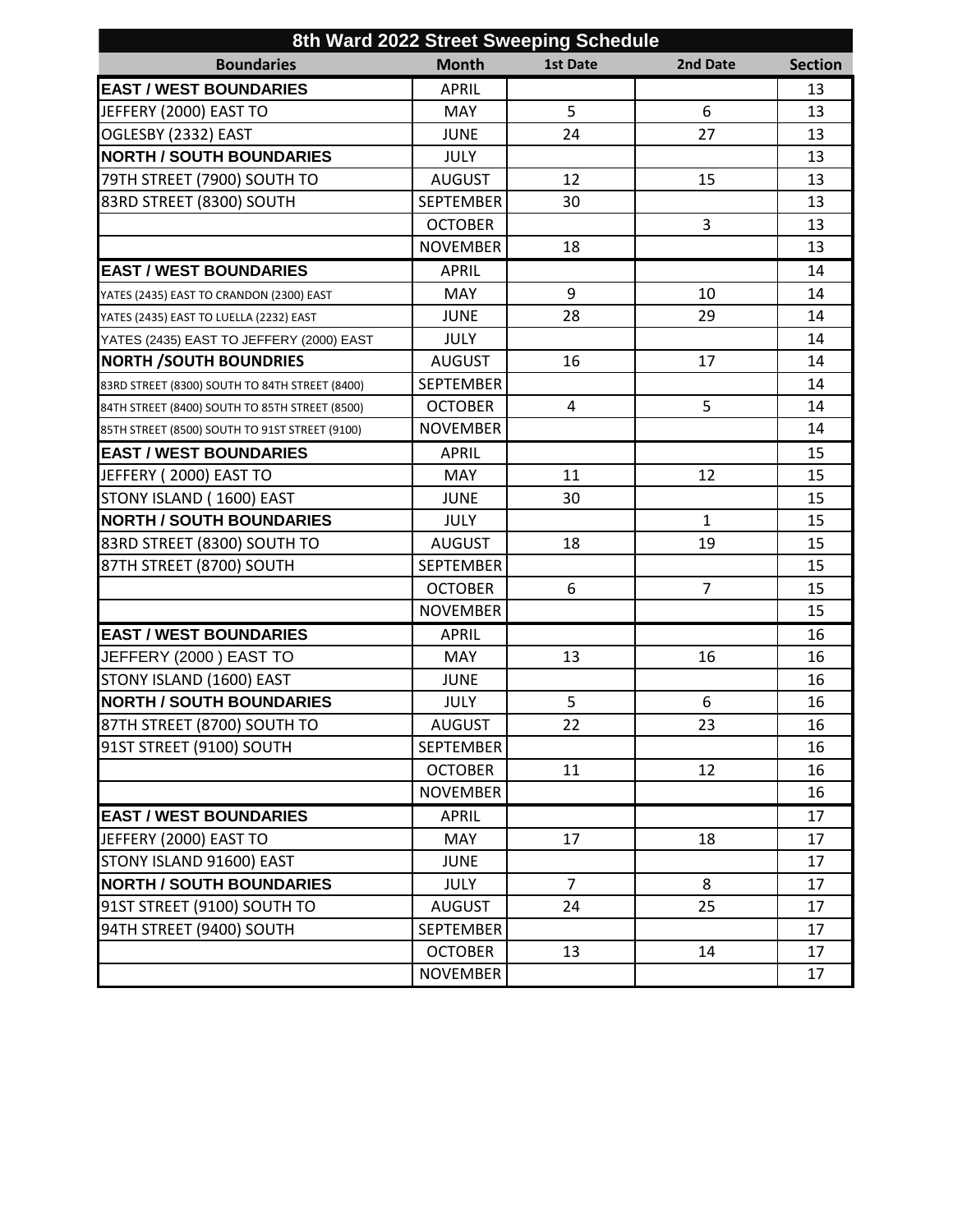| 8th Ward 2022 Street Sweeping Schedule | | | | |
|---|---|---|---|---|
| **Boundaries** | **Month** | **1st Date** | **2nd Date** | **Section** |
| **EAST / WEST BOUNDARIES** | APRIL | | | 13 |
| JEFFERY (2000) EAST TO | MAY | 5 | 6 | 13 |
| OGLESBY (2332) EAST | JUNE | 24 | 27 | 13 |
| **NORTH / SOUTH BOUNDARIES** | JULY | | | 13 |
| 79TH STREET (7900) SOUTH TO | AUGUST | 12 | 15 | 13 |
| 83RD STREET (8300) SOUTH | SEPTEMBER | 30 | | 13 |
| | OCTOBER | | 3 | 13 |
| | NOVEMBER | 18 | | 13 |
| **EAST / WEST BOUNDARIES** | APRIL | | | 14 |
| YATES (2435) EAST TO CRANDON (2300) EAST | MAY | 9 | 10 | 14 |
| YATES (2435) EAST TO LUELLA (2232) EAST | JUNE | 28 | 29 | 14 |
| YATES (2435) EAST TO JEFFERY (2000) EAST | JULY | | | 14 |
| **NORTH /SOUTH BOUNDRIES** | AUGUST | 16 | 17 | 14 |
| 83RD STREET (8300) SOUTH TO 84TH STREET (8400) | SEPTEMBER | | | 14 |
| 84TH STREET (8400) SOUTH TO 85TH STREET (8500) | OCTOBER | 4 | 5 | 14 |
| 85TH STREET (8500) SOUTH TO 91ST STREET (9100) | NOVEMBER | | | 14 |
| **EAST / WEST BOUNDARIES** | APRIL | | | 15 |
| JEFFERY ( 2000) EAST TO | MAY | 11 | 12 | 15 |
| STONY ISLAND ( 1600) EAST | JUNE | 30 | | 15 |
| **NORTH / SOUTH BOUNDARIES** | JULY | | 1 | 15 |
| 83RD STREET (8300) SOUTH TO | AUGUST | 18 | 19 | 15 |
| 87TH STREET (8700) SOUTH | SEPTEMBER | | | 15 |
| | OCTOBER | 6 | 7 | 15 |
| | NOVEMBER | | | 15 |
| **EAST / WEST BOUNDARIES** | APRIL | | | 16 |
| JEFFERY (2000 ) EAST TO | MAY | 13 | 16 | 16 |
| STONY ISLAND (1600) EAST | JUNE | | | 16 |
| **NORTH / SOUTH BOUNDARIES** | JULY | 5 | 6 | 16 |
| 87TH STREET (8700) SOUTH TO | AUGUST | 22 | 23 | 16 |
| 91ST STREET (9100) SOUTH | SEPTEMBER | | | 16 |
| | OCTOBER | 11 | 12 | 16 |
| | NOVEMBER | | | 16 |
| **EAST / WEST BOUNDARIES** | APRIL | | | 17 |
| JEFFERY (2000) EAST TO | MAY | 17 | 18 | 17 |
| STONY ISLAND 91600) EAST | JUNE | | | 17 |
| **NORTH / SOUTH BOUNDARIES** | JULY | 7 | 8 | 17 |
| 91ST STREET (9100) SOUTH TO | AUGUST | 24 | 25 | 17 |
| 94TH STREET (9400) SOUTH | SEPTEMBER | | | 17 |
| | OCTOBER | 13 | 14 | 17 |
| | NOVEMBER | | | 17 |